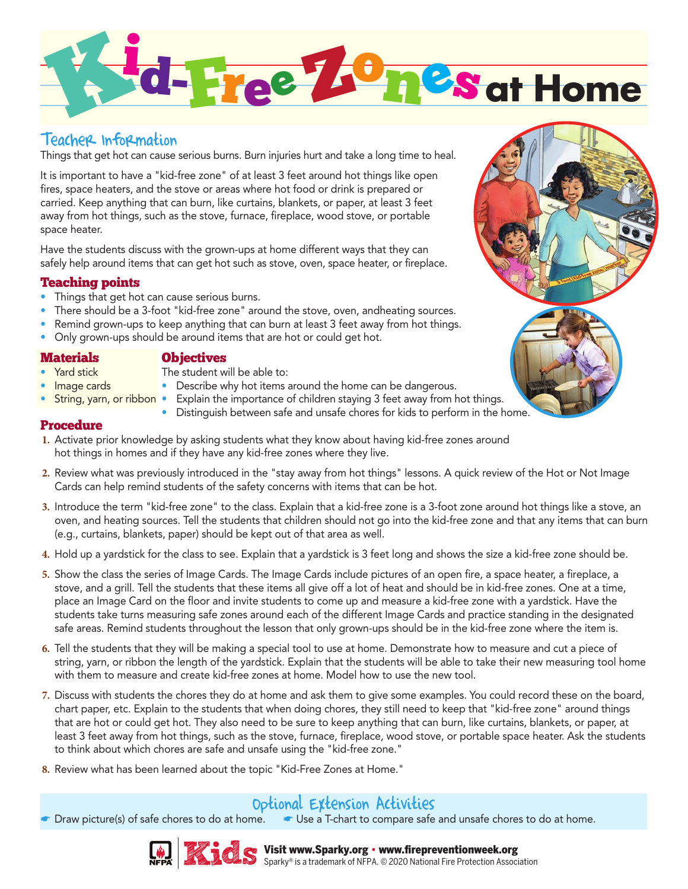# Kid-Free Zones at Home

## Teacher Information

Things that get hot can cause serious burns. Burn injuries hurt and take a long time to heal.

It is important to have a "kid-free zone" of at least 3 feet around hot things like open fires, space heaters, and the stove or areas where hot food or drink is prepared or carried. Keep anything that can burn, like curtains, blankets, or paper, at least 3 feet away from hot things, such as the stove, furnace, fireplace, wood stove, or portable space heater.

Have the students discuss with the grown-ups at home different ways that they can safely help around items that can get hot such as stove, oven, space heater, or fireplace.

### Teaching points

- Things that get hot can cause serious burns.
- There should be a 3-foot "kid-free zone" around the stove, oven, andheating sources.
- Remind grown-ups to keep anything that can burn at least 3 feet away from hot things.
- Only grown-ups should be around items that are hot or could get hot.

### Materials

- Yard stick
- Image cards
- String, yarn, or ribbon

### Objectives

The student will be able to:

- Describe why hot items around the home can be dangerous.
- Explain the importance of children staying 3 feet away from hot things.
- Distinguish between safe and unsafe chores for kids to perform in the home.

### Procedure

1. Activate prior knowledge by asking students what they know about having kid-free zones around hot things in homes and if they have any kid-free zones where they live.
2. Review what was previously introduced in the "stay away from hot things" lessons. A quick review of the Hot or Not Image Cards can help remind students of the safety concerns with items that can be hot.
3. Introduce the term "kid-free zone" to the class. Explain that a kid-free zone is a 3-foot zone around hot things like a stove, an oven, and heating sources. Tell the students that children should not go into the kid-free zone and that any items that can burn (e.g., curtains, blankets, paper) should be kept out of that area as well.
4. Hold up a yardstick for the class to see. Explain that a yardstick is 3 feet long and shows the size a kid-free zone should be.
5. Show the class the series of Image Cards. The Image Cards include pictures of an open fire, a space heater, a fireplace, a stove, and a grill. Tell the students that these items all give off a lot of heat and should be in kid-free zones. One at a time, place an Image Card on the floor and invite students to come up and measure a kid-free zone with a yardstick. Have the students take turns measuring safe zones around each of the different Image Cards and practice standing in the designated safe areas. Remind students throughout the lesson that only grown-ups should be in the kid-free zone where the item is.
6. Tell the students that they will be making a special tool to use at home. Demonstrate how to measure and cut a piece of string, yarn, or ribbon the length of the yardstick. Explain that the students will be able to take their new measuring tool home with them to measure and create kid-free zones at home. Model how to use the new tool.
7. Discuss with students the chores they do at home and ask them to give some examples. You could record these on the board, chart paper, etc. Explain to the students that when doing chores, they still need to keep that "kid-free zone" around things that are hot or could get hot. They also need to be sure to keep anything that can burn, like curtains, blankets, or paper, at least 3 feet away from hot things, such as the stove, furnace, fireplace, wood stove, or portable space heater. Ask the students to think about which chores are safe and unsafe using the "kid-free zone."
8. Review what has been learned about the topic "Kid-Free Zones at Home."

### Optional Extension Activities

- Draw picture(s) of safe chores to do at home.
- Use a T-chart to compare safe and unsafe chores to do at home.

Visit www.Sparky.org • www.firepreventionweek.org
Sparky® is a trademark of NFPA. © 2020 National Fire Protection Association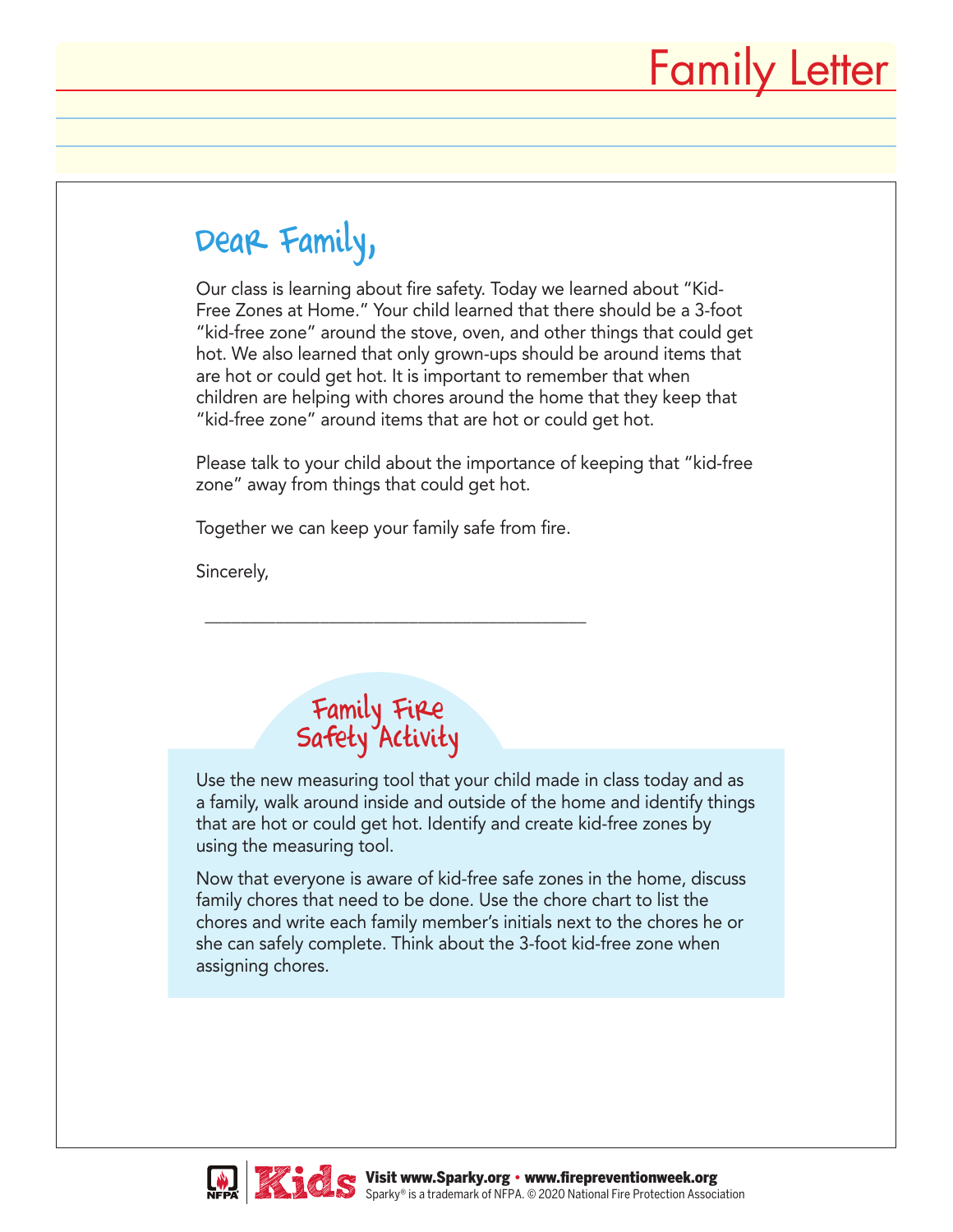# Family Letter

## Dear Family,

Our class is learning about fire safety. Today we learned about "Kid-Free Zones at Home." Your child learned that there should be a 3-foot "kid-free zone" around the stove, oven, and other things that could get hot. We also learned that only grown-ups should be around items that are hot or could get hot. It is important to remember that when children are helping with chores around the home that they keep that "kid-free zone" around items that are hot or could get hot.

Please talk to your child about the importance of keeping that "kid-free zone" away from things that could get hot.

Together we can keep your family safe from fire.

Sincerely,

\_\_\_\_\_\_\_\_\_\_\_\_\_\_\_\_\_\_\_\_\_\_\_\_\_\_\_\_\_\_\_\_\_\_\_\_\_\_\_\_

## Family Fire Safety Activity

Use the new measuring tool that your child made in class today and as a family, walk around inside and outside of the home and identify things that are hot or could get hot. Identify and create kid-free zones by using the measuring tool.

Now that everyone is aware of kid-free safe zones in the home, discuss family chores that need to be done. Use the chore chart to list the chores and write each family member's initials next to the chores he or she can safely complete. Think about the 3-foot kid-free zone when assigning chores.

**Visit www.Sparky.org • www.firepreventionweek.org**
Sparky® is a trademark of NFPA. © 2020 National Fire Protection Association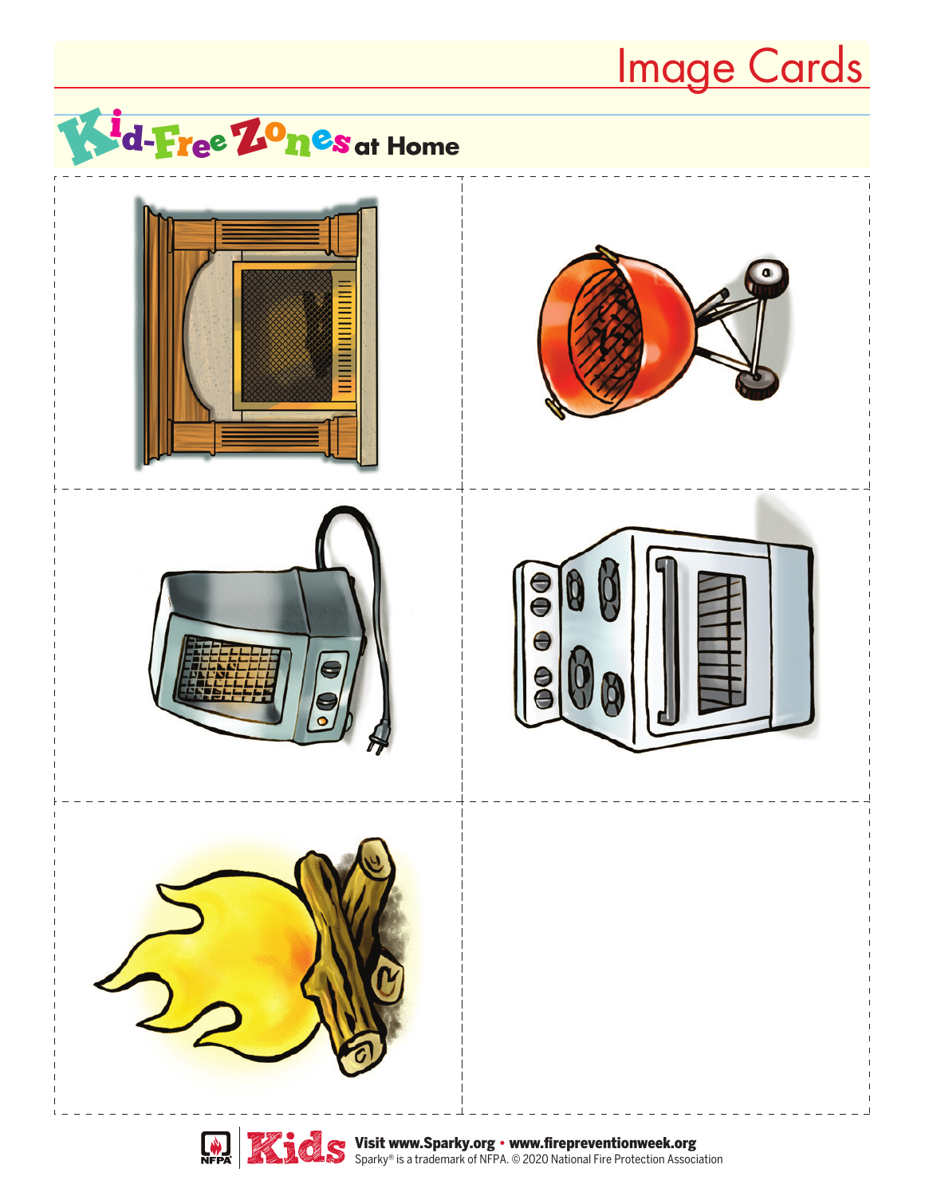# Image Cards

## Kid-Free Zones at Home

**Visit www.Sparky.org • www.firepreventionweek.org**
Sparky® is a trademark of NFPA. © 2020 National Fire Protection Association